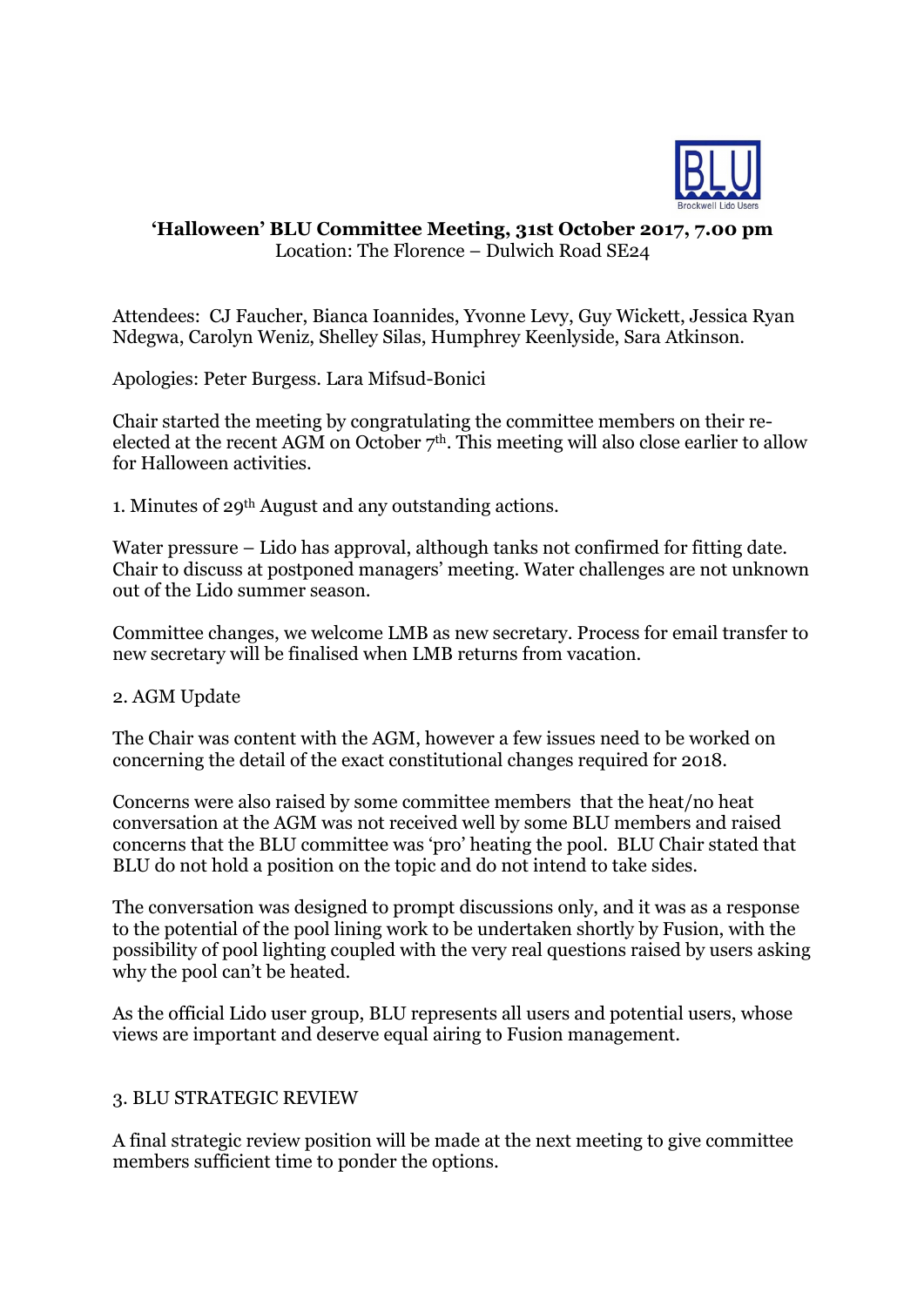**'Halloween' BLU Committee Meeting, 31st October 2017, 7.00 pm**
Location: The Florence – Dulwich Road SE24

Attendees: CJ Faucher, Bianca Ioannides, Yvonne Levy, Guy Wickett, Jessica Ryan Ndegwa, Carolyn Weniz, Shelley Silas, Humphrey Keenlyside, Sara Atkinson.

Apologies: Peter Burgess. Lara Mifsud-Bonici

Chair started the meeting by congratulating the committee members on their re-elected at the recent AGM on October 7th. This meeting will also close earlier to allow for Halloween activities.

1. Minutes of 29th August and any outstanding actions.

Water pressure – Lido has approval, although tanks not confirmed for fitting date. Chair to discuss at postponed managers' meeting. Water challenges are not unknown out of the Lido summer season.

Committee changes, we welcome LMB as new secretary. Process for email transfer to new secretary will be finalised when LMB returns from vacation.

2. AGM Update

The Chair was content with the AGM, however a few issues need to be worked on concerning the detail of the exact constitutional changes required for 2018.

Concerns were also raised by some committee members that the heat/no heat conversation at the AGM was not received well by some BLU members and raised concerns that the BLU committee was 'pro' heating the pool. BLU Chair stated that BLU do not hold a position on the topic and do not intend to take sides.

The conversation was designed to prompt discussions only, and it was as a response to the potential of the pool lining work to be undertaken shortly by Fusion, with the possibility of pool lighting coupled with the very real questions raised by users asking why the pool can't be heated.

As the official Lido user group, BLU represents all users and potential users, whose views are important and deserve equal airing to Fusion management.

3. BLU STRATEGIC REVIEW

A final strategic review position will be made at the next meeting to give committee members sufficient time to ponder the options.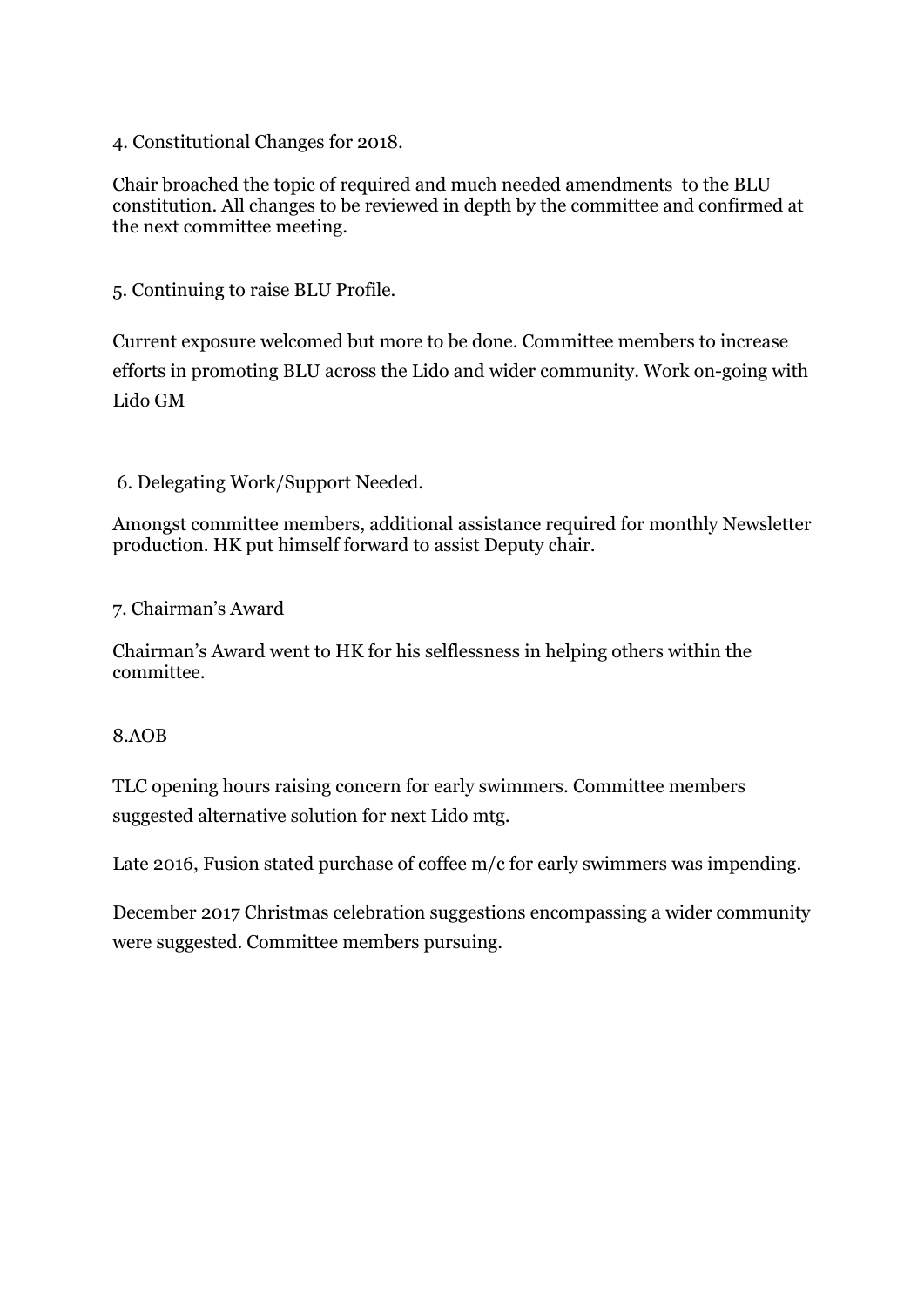4. Constitutional Changes for 2018.

Chair broached the topic of required and much needed amendments to the BLU constitution. All changes to be reviewed in depth by the committee and confirmed at the next committee meeting.

5. Continuing to raise BLU Profile.

Current exposure welcomed but more to be done. Committee members to increase efforts in promoting BLU across the Lido and wider community. Work on-going with Lido GM

6. Delegating Work/Support Needed.

Amongst committee members, additional assistance required for monthly Newsletter production. HK put himself forward to assist Deputy chair.

7. Chairman's Award

Chairman's Award went to HK for his selflessness in helping others within the committee.

8.AOB

TLC opening hours raising concern for early swimmers. Committee members suggested alternative solution for next Lido mtg.

Late 2016, Fusion stated purchase of coffee m/c for early swimmers was impending.

December 2017 Christmas celebration suggestions encompassing a wider community were suggested. Committee members pursuing.